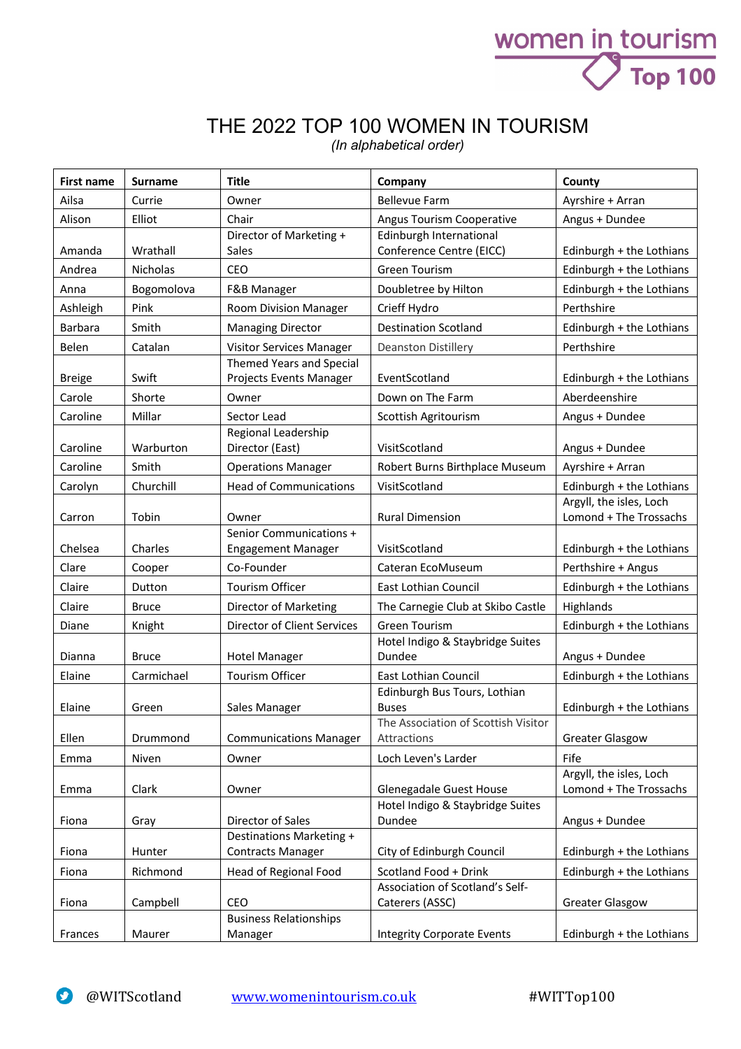# THE 2022 TOP 100 WOMEN IN TOURISM

*(In alphabetical order)*

| First name | Surname | Title | Company | County |
|---|---|---|---|---|
| Ailsa | Currie | Owner | Bellevue Farm | Ayrshire + Arran |
| Alison | Elliot | Chair | Angus Tourism Cooperative | Angus + Dundee |
| Amanda | Wrathall | Director of Marketing + Sales | Edinburgh International Conference Centre (EICC) | Edinburgh + the Lothians |
| Andrea | Nicholas | CEO | Green Tourism | Edinburgh + the Lothians |
| Anna | Bogomolova | F&B Manager | Doubletree by Hilton | Edinburgh + the Lothians |
| Ashleigh | Pink | Room Division Manager | Crieff Hydro | Perthshire |
| Barbara | Smith | Managing Director | Destination Scotland | Edinburgh + the Lothians |
| Belen | Catalan | Visitor Services Manager | Deanston Distillery | Perthshire |
| Breige | Swift | Themed Years and Special Projects Events Manager | EventScotland | Edinburgh + the Lothians |
| Carole | Shorte | Owner | Down on The Farm | Aberdeenshire |
| Caroline | Millar | Sector Lead | Scottish Agritourism | Angus + Dundee |
| Caroline | Warburton | Regional Leadership Director (East) | VisitScotland | Angus + Dundee |
| Caroline | Smith | Operations Manager | Robert Burns Birthplace Museum | Ayrshire + Arran |
| Carolyn | Churchill | Head of Communications | VisitScotland | Edinburgh + the Lothians |
| Carron | Tobin | Owner | Rural Dimension | Argyll, the isles, Loch Lomond + The Trossachs |
| Chelsea | Charles | Senior Communications + Engagement Manager | VisitScotland | Edinburgh + the Lothians |
| Clare | Cooper | Co-Founder | Cateran EcoMuseum | Perthshire + Angus |
| Claire | Dutton | Tourism Officer | East Lothian Council | Edinburgh + the Lothians |
| Claire | Bruce | Director of Marketing | The Carnegie Club at Skibo Castle | Highlands |
| Diane | Knight | Director of Client Services | Green Tourism | Edinburgh + the Lothians |
| Dianna | Bruce | Hotel Manager | Hotel Indigo & Staybridge Suites Dundee | Angus + Dundee |
| Elaine | Carmichael | Tourism Officer | East Lothian Council | Edinburgh + the Lothians |
| Elaine | Green | Sales Manager | Edinburgh Bus Tours, Lothian Buses | Edinburgh + the Lothians |
| Ellen | Drummond | Communications Manager | The Association of Scottish Visitor Attractions | Greater Glasgow |
| Emma | Niven | Owner | Loch Leven's Larder | Fife |
| Emma | Clark | Owner | Glenegadale Guest House | Argyll, the isles, Loch Lomond + The Trossachs |
| Fiona | Gray | Director of Sales | Hotel Indigo & Staybridge Suites Dundee | Angus + Dundee |
| Fiona | Hunter | Destinations Marketing + Contracts Manager | City of Edinburgh Council | Edinburgh + the Lothians |
| Fiona | Richmond | Head of Regional Food | Scotland Food + Drink | Edinburgh + the Lothians |
| Fiona | Campbell | CEO | Association of Scotland's Self-Caterers (ASSC) | Greater Glasgow |
| Frances | Maurer | Business Relationships Manager | Integrity Corporate Events | Edinburgh + the Lothians |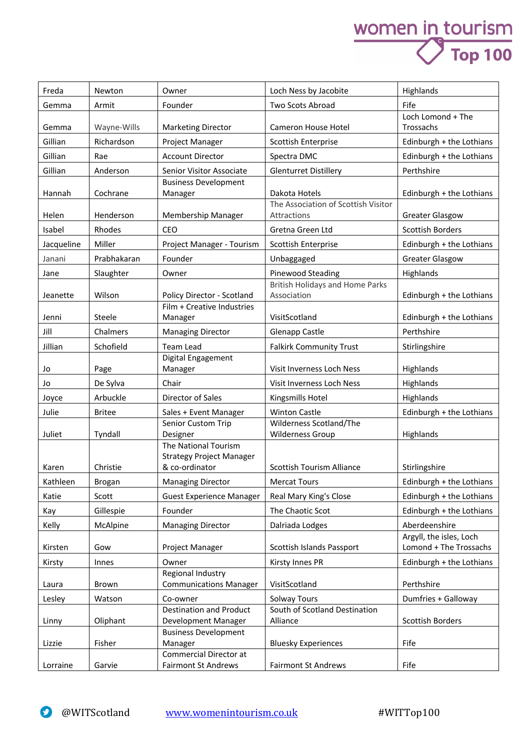| Freda | Newton | Owner | Loch Ness by Jacobite | Highlands |
|---|---|---|---|---|
| Gemma | Armit | Founder | Two Scots Abroad | Fife |
| Gemma | Wayne-Wills | Marketing Director | Cameron House Hotel | Loch Lomond + The Trossachs |
| Gillian | Richardson | Project Manager | Scottish Enterprise | Edinburgh + the Lothians |
| Gillian | Rae | Account Director | Spectra DMC | Edinburgh + the Lothians |
| Gillian | Anderson | Senior Visitor Associate | Glenturret Distillery | Perthshire |
| Hannah | Cochrane | Business Development Manager | Dakota Hotels | Edinburgh + the Lothians |
| Helen | Henderson | Membership Manager | The Association of Scottish Visitor Attractions | Greater Glasgow |
| Isabel | Rhodes | CEO | Gretna Green Ltd | Scottish Borders |
| Jacqueline | Miller | Project Manager - Tourism | Scottish Enterprise | Edinburgh + the Lothians |
| Janani | Prabhakaran | Founder | Unbaggaged | Greater Glasgow |
| Jane | Slaughter | Owner | Pinewood Steading | Highlands |
| Jeanette | Wilson | Policy Director - Scotland | British Holidays and Home Parks Association | Edinburgh + the Lothians |
| Jenni | Steele | Film + Creative Industries Manager | VisitScotland | Edinburgh + the Lothians |
| Jill | Chalmers | Managing Director | Glenapp Castle | Perthshire |
| Jillian | Schofield | Team Lead | Falkirk Community Trust | Stirlingshire |
| Jo | Page | Digital Engagement Manager | Visit Inverness Loch Ness | Highlands |
| Jo | De Sylva | Chair | Visit Inverness Loch Ness | Highlands |
| Joyce | Arbuckle | Director of Sales | Kingsmills Hotel | Highlands |
| Julie | Britee | Sales + Event Manager | Winton Castle | Edinburgh + the Lothians |
| Juliet | Tyndall | Senior Custom Trip Designer | Wilderness Scotland/The Wilderness Group | Highlands |
| Karen | Christie | The National Tourism Strategy Project Manager & co-ordinator | Scottish Tourism Alliance | Stirlingshire |
| Kathleen | Brogan | Managing Director | Mercat Tours | Edinburgh + the Lothians |
| Katie | Scott | Guest Experience Manager | Real Mary King's Close | Edinburgh + the Lothians |
| Kay | Gillespie | Founder | The Chaotic Scot | Edinburgh + the Lothians |
| Kelly | McAlpine | Managing Director | Dalriada Lodges | Aberdeenshire |
| Kirsten | Gow | Project Manager | Scottish Islands Passport | Argyll, the isles, Loch Lomond + The Trossachs |
| Kirsty | Innes | Owner | Kirsty Innes PR | Edinburgh + the Lothians |
| Laura | Brown | Regional Industry Communications Manager | VisitScotland | Perthshire |
| Lesley | Watson | Co-owner | Solway Tours | Dumfries + Galloway |
| Linny | Oliphant | Destination and Product Development Manager | South of Scotland Destination Alliance | Scottish Borders |
| Lizzie | Fisher | Business Development Manager | Bluesky Experiences | Fife |
| Lorraine | Garvie | Commercial Director at Fairmont St Andrews | Fairmont St Andrews | Fife |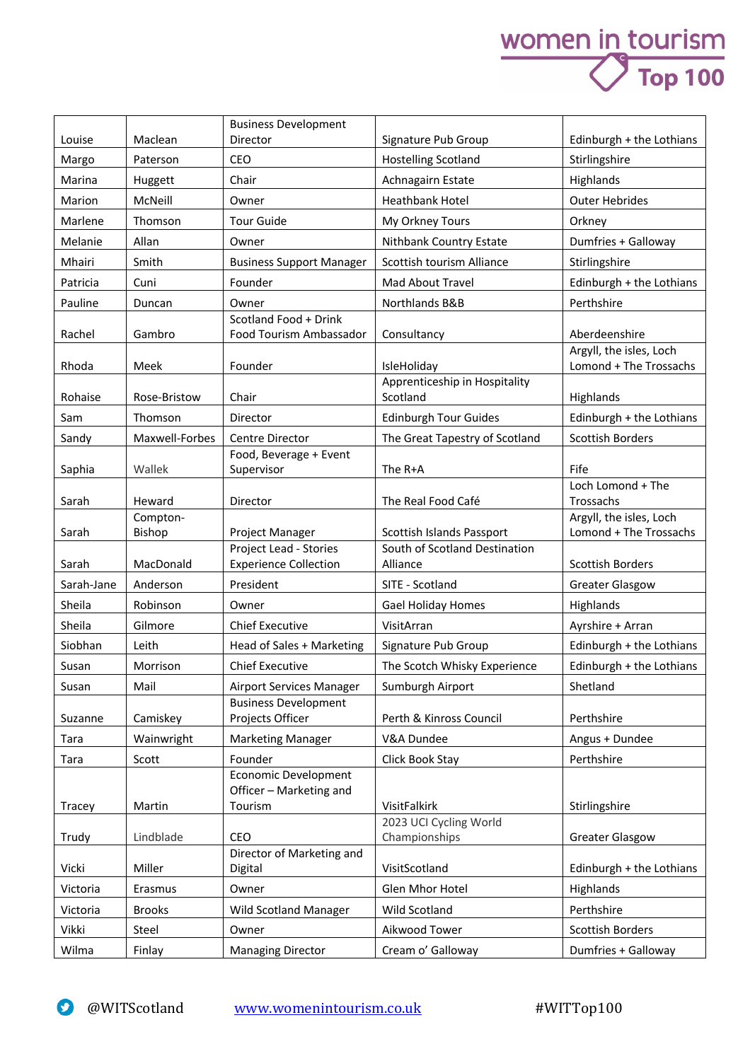| | | | | |
|---|---|---|---|---|
| Louise | Maclean | Business Development Director | Signature Pub Group | Edinburgh + the Lothians |
| Margo | Paterson | CEO | Hostelling Scotland | Stirlingshire |
| Marina | Huggett | Chair | Achnagairn Estate | Highlands |
| Marion | McNeill | Owner | Heathbank Hotel | Outer Hebrides |
| Marlene | Thomson | Tour Guide | My Orkney Tours | Orkney |
| Melanie | Allan | Owner | Nithbank Country Estate | Dumfries + Galloway |
| Mhairi | Smith | Business Support Manager | Scottish tourism Alliance | Stirlingshire |
| Patricia | Cuni | Founder | Mad About Travel | Edinburgh + the Lothians |
| Pauline | Duncan | Owner | Northlands B&B | Perthshire |
| Rachel | Gambro | Scotland Food + Drink Food Tourism Ambassador | Consultancy | Aberdeenshire |
| Rhoda | Meek | Founder | IsleHoliday | Argyll, the isles, Loch Lomond + The Trossachs |
| Rohaise | Rose-Bristow | Chair | Apprenticeship in Hospitality Scotland | Highlands |
| Sam | Thomson | Director | Edinburgh Tour Guides | Edinburgh + the Lothians |
| Sandy | Maxwell-Forbes | Centre Director | The Great Tapestry of Scotland | Scottish Borders |
| Saphia | Wallek | Food, Beverage + Event Supervisor | The R+A | Fife |
| Sarah | Heward | Director | The Real Food Café | Loch Lomond + The Trossachs |
| Sarah | Compton-Bishop | Project Manager | Scottish Islands Passport | Argyll, the isles, Loch Lomond + The Trossachs |
| Sarah | MacDonald | Project Lead - Stories Experience Collection | South of Scotland Destination Alliance | Scottish Borders |
| Sarah-Jane | Anderson | President | SITE - Scotland | Greater Glasgow |
| Sheila | Robinson | Owner | Gael Holiday Homes | Highlands |
| Sheila | Gilmore | Chief Executive | VisitArran | Ayrshire + Arran |
| Siobhan | Leith | Head of Sales + Marketing | Signature Pub Group | Edinburgh + the Lothians |
| Susan | Morrison | Chief Executive | The Scotch Whisky Experience | Edinburgh + the Lothians |
| Susan | Mail | Airport Services Manager | Sumburgh Airport | Shetland |
| Suzanne | Camiskey | Business Development Projects Officer | Perth & Kinross Council | Perthshire |
| Tara | Wainwright | Marketing Manager | V&A Dundee | Angus + Dundee |
| Tara | Scott | Founder | Click Book Stay | Perthshire |
| Tracey | Martin | Economic Development Officer – Marketing and Tourism | VisitFalkirk | Stirlingshire |
| Trudy | Lindblade | CEO | 2023 UCI Cycling World Championships | Greater Glasgow |
| Vicki | Miller | Director of Marketing and Digital | VisitScotland | Edinburgh + the Lothians |
| Victoria | Erasmus | Owner | Glen Mhor Hotel | Highlands |
| Victoria | Brooks | Wild Scotland Manager | Wild Scotland | Perthshire |
| Vikki | Steel | Owner | Aikwood Tower | Scottish Borders |
| Wilma | Finlay | Managing Director | Cream o' Galloway | Dumfries + Galloway |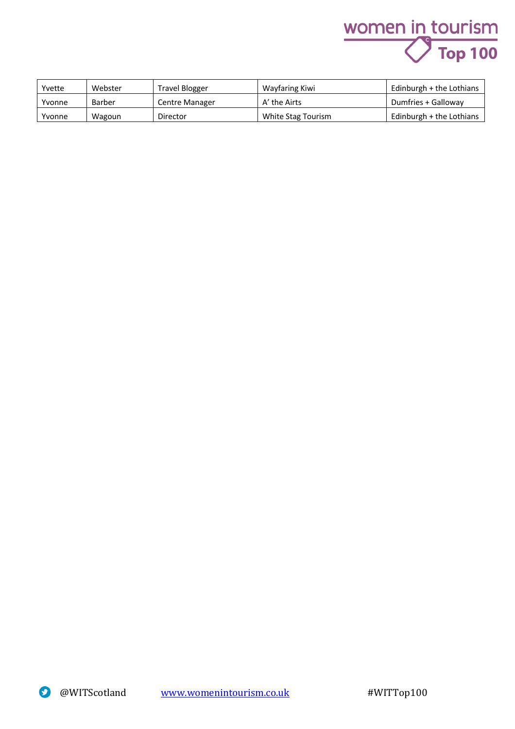| | | | | |
|---|---|---|---|---|
| Yvette | Webster | Travel Blogger | Wayfaring Kiwi | Edinburgh + the Lothians |
| Yvonne | Barber | Centre Manager | A' the Airts | Dumfries + Galloway |
| Yvonne | Wagoun | Director | White Stag Tourism | Edinburgh + the Lothians |